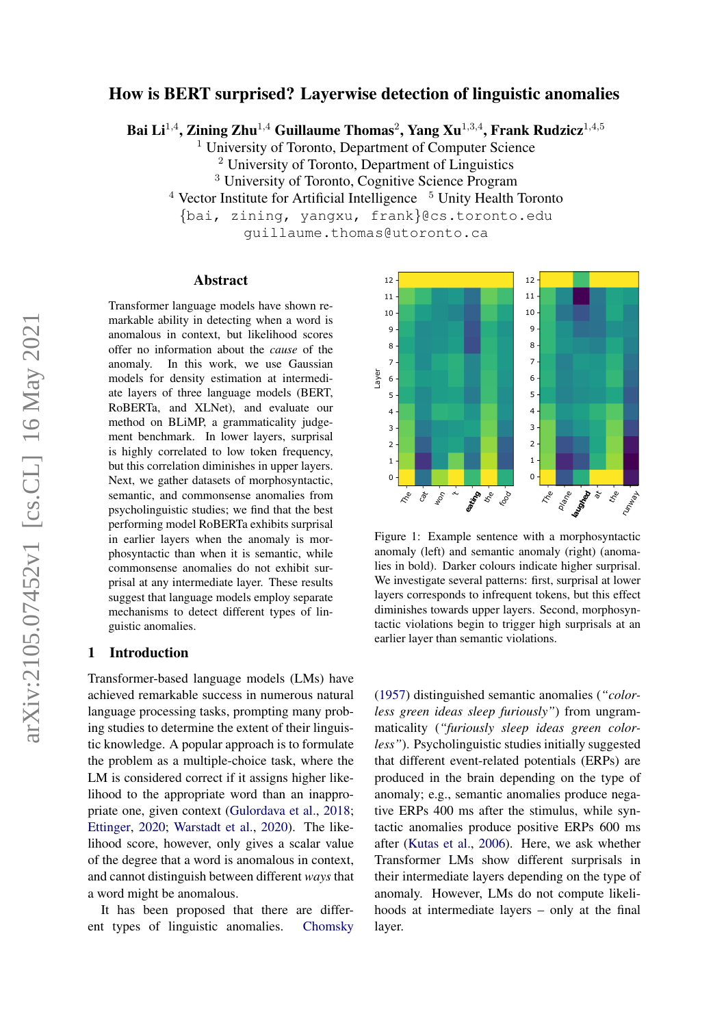# How is BERT surprised? Layerwise detection of linguistic anomalies

**Bai Li**[1,4], **Zining Zhu**[1,4] **Guillaume Thomas**[2], **Yang Xu**[1,3,4], **Frank Rudzicz**[1,4,5]

[1] University of Toronto, Department of Computer Science
[2] University of Toronto, Department of Linguistics
[3] University of Toronto, Cognitive Science Program
[4] Vector Institute for Artificial Intelligence [5] Unity Health Toronto

{bai, zining, yangxu, frank}@cs.toronto.edu
guillaume.thomas@utoronto.ca

## Abstract

Transformer language models have shown remarkable ability in detecting when a word is anomalous in context, but likelihood scores offer no information about the *cause* of the anomaly. In this work, we use Gaussian models for density estimation at intermediate layers of three language models (BERT, RoBERTa, and XLNet), and evaluate our method on BLiMP, a grammaticality judgement benchmark. In lower layers, surprisal is highly correlated to low token frequency, but this correlation diminishes in upper layers. Next, we gather datasets of morphosyntactic, semantic, and commonsense anomalies from psycholinguistic studies; we find that the best performing model RoBERTa exhibits surprisal in earlier layers when the anomaly is morphosyntactic than when it is semantic, while commonsense anomalies do not exhibit surprisal at any intermediate layer. These results suggest that language models employ separate mechanisms to detect different types of linguistic anomalies.

Figure 1: Example sentence with a morphosyntactic anomaly (left) and semantic anomaly (right) (anomalies in bold). Darker colours indicate higher surprisal. We investigate several patterns: first, surprisal at lower layers corresponds to infrequent tokens, but this effect diminishes towards upper layers. Second, morphosyntactic violations begin to trigger high surprisals at an earlier layer than semantic violations.

## 1 Introduction

Transformer-based language models (LMs) have achieved remarkable success in numerous natural language processing tasks, prompting many probing studies to determine the extent of their linguistic knowledge. A popular approach is to formulate the problem as a multiple-choice task, where the LM is considered correct if it assigns higher likelihood to the appropriate word than an inappropriate one, given context (Gulordava et al., 2018; Ettinger, 2020; Warstadt et al., 2020). The likelihood score, however, only gives a scalar value of the degree that a word is anomalous in context, and cannot distinguish between different *ways* that a word might be anomalous.

It has been proposed that there are different types of linguistic anomalies. Chomsky (1957) distinguished semantic anomalies (*"colorless green ideas sleep furiously"*) from ungrammaticality (*"furiously sleep ideas green colorless"*). Psycholinguistic studies initially suggested that different event-related potentials (ERPs) are produced in the brain depending on the type of anomaly; e.g., semantic anomalies produce negative ERPs 400 ms after the stimulus, while syntactic anomalies produce positive ERPs 600 ms after (Kutas et al., 2006). Here, we ask whether Transformer LMs show different surprisals in their intermediate layers depending on the type of anomaly. However, LMs do not compute likelihoods at intermediate layers – only at the final layer.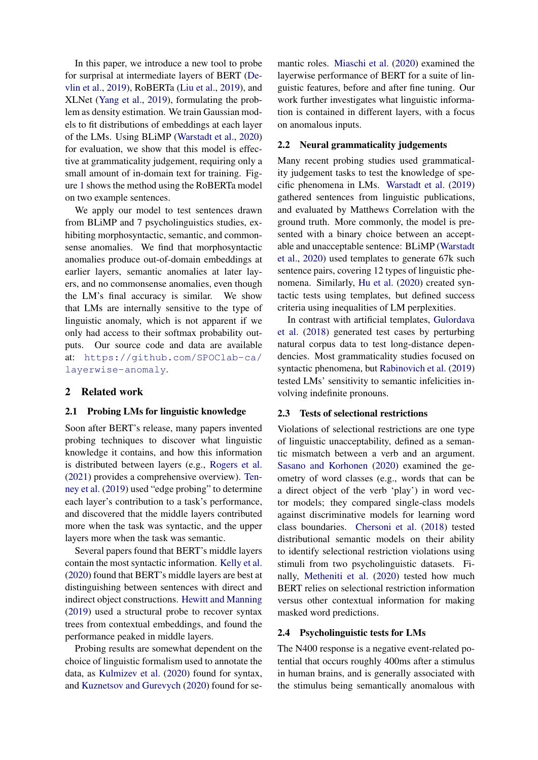In this paper, we introduce a new tool to probe for surprisal at intermediate layers of BERT (Devlin et al., 2019), RoBERTa (Liu et al., 2019), and XLNet (Yang et al., 2019), formulating the problem as density estimation. We train Gaussian models to fit distributions of embeddings at each layer of the LMs. Using BLiMP (Warstadt et al., 2020) for evaluation, we show that this model is effective at grammaticality judgement, requiring only a small amount of in-domain text for training. Figure 1 shows the method using the RoBERTa model on two example sentences.

We apply our model to test sentences drawn from BLiMP and 7 psycholinguistics studies, exhibiting morphosyntactic, semantic, and commonsense anomalies. We find that morphosyntactic anomalies produce out-of-domain embeddings at earlier layers, semantic anomalies at later layers, and no commonsense anomalies, even though the LM's final accuracy is similar. We show that LMs are internally sensitive to the type of linguistic anomaly, which is not apparent if we only had access to their softmax probability outputs. Our source code and data are available at: https://github.com/SPOClab-ca/layerwise-anomaly.

## 2 Related work

### 2.1 Probing LMs for linguistic knowledge

Soon after BERT's release, many papers invented probing techniques to discover what linguistic knowledge it contains, and how this information is distributed between layers (e.g., Rogers et al. (2021) provides a comprehensive overview). Tenney et al. (2019) used "edge probing" to determine each layer's contribution to a task's performance, and discovered that the middle layers contributed more when the task was syntactic, and the upper layers more when the task was semantic.

Several papers found that BERT's middle layers contain the most syntactic information. Kelly et al. (2020) found that BERT's middle layers are best at distinguishing between sentences with direct and indirect object constructions. Hewitt and Manning (2019) used a structural probe to recover syntax trees from contextual embeddings, and found the performance peaked in middle layers.

Probing results are somewhat dependent on the choice of linguistic formalism used to annotate the data, as Kulmizev et al. (2020) found for syntax, and Kuznetsov and Gurevych (2020) found for semantic roles. Miaschi et al. (2020) examined the layerwise performance of BERT for a suite of linguistic features, before and after fine tuning. Our work further investigates what linguistic information is contained in different layers, with a focus on anomalous inputs.

### 2.2 Neural grammaticality judgements

Many recent probing studies used grammaticality judgement tasks to test the knowledge of specific phenomena in LMs. Warstadt et al. (2019) gathered sentences from linguistic publications, and evaluated by Matthews Correlation with the ground truth. More commonly, the model is presented with a binary choice between an acceptable and unacceptable sentence: BLiMP (Warstadt et al., 2020) used templates to generate 67k such sentence pairs, covering 12 types of linguistic phenomena. Similarly, Hu et al. (2020) created syntactic tests using templates, but defined success criteria using inequalities of LM perplexities.

In contrast with artificial templates, Gulordava et al. (2018) generated test cases by perturbing natural corpus data to test long-distance dependencies. Most grammaticality studies focused on syntactic phenomena, but Rabinovich et al. (2019) tested LMs' sensitivity to semantic infelicities involving indefinite pronouns.

### 2.3 Tests of selectional restrictions

Violations of selectional restrictions are one type of linguistic unacceptability, defined as a semantic mismatch between a verb and an argument. Sasano and Korhonen (2020) examined the geometry of word classes (e.g., words that can be a direct object of the verb 'play') in word vector models; they compared single-class models against discriminative models for learning word class boundaries. Chersoni et al. (2018) tested distributional semantic models on their ability to identify selectional restriction violations using stimuli from two psycholinguistic datasets. Finally, Metheniti et al. (2020) tested how much BERT relies on selectional restriction information versus other contextual information for making masked word predictions.

### 2.4 Psycholinguistic tests for LMs

The N400 response is a negative event-related potential that occurs roughly 400ms after a stimulus in human brains, and is generally associated with the stimulus being semantically anomalous with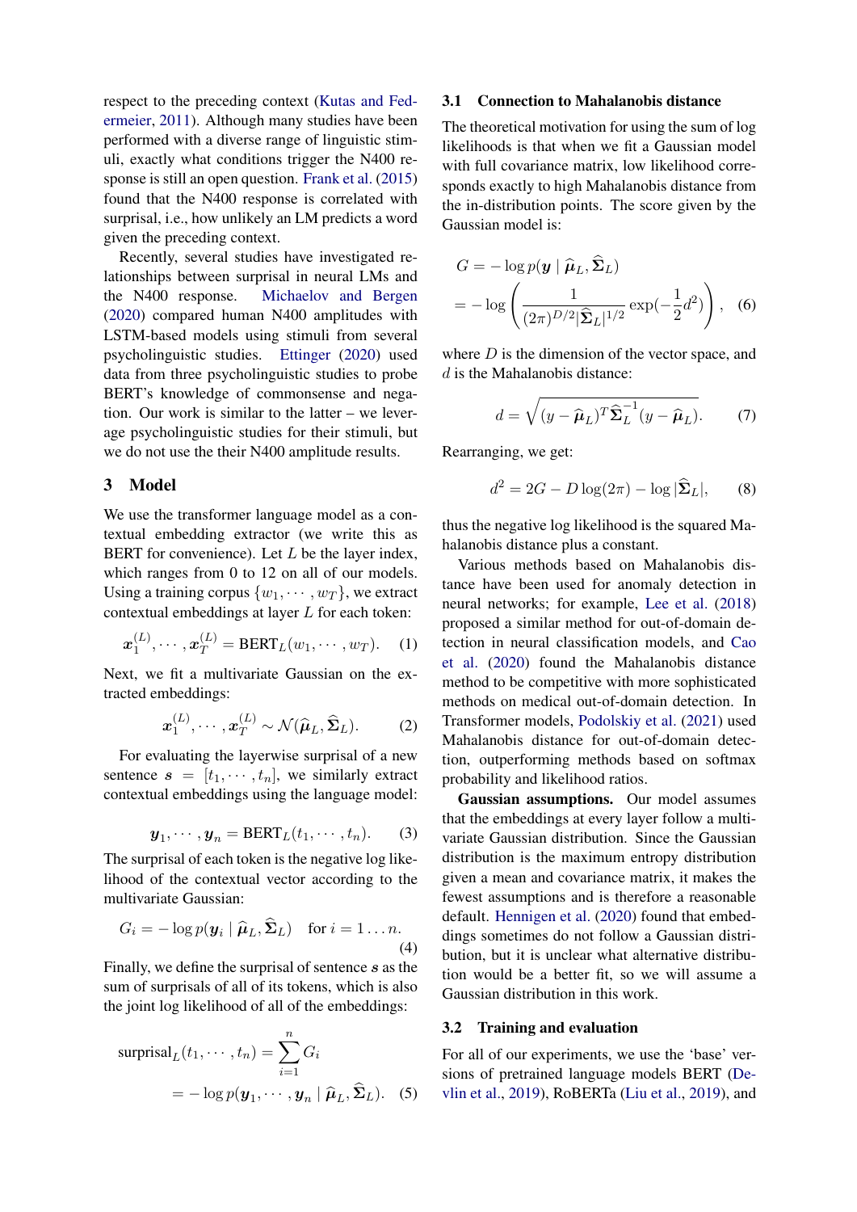respect to the preceding context (Kutas and Federmeier, 2011). Although many studies have been performed with a diverse range of linguistic stimuli, exactly what conditions trigger the N400 response is still an open question. Frank et al. (2015) found that the N400 response is correlated with surprisal, i.e., how unlikely an LM predicts a word given the preceding context.

Recently, several studies have investigated relationships between surprisal in neural LMs and the N400 response. Michaelov and Bergen (2020) compared human N400 amplitudes with LSTM-based models using stimuli from several psycholinguistic studies. Ettinger (2020) used data from three psycholinguistic studies to probe BERT's knowledge of commonsense and negation. Our work is similar to the latter – we leverage psycholinguistic studies for their stimuli, but we do not use the their N400 amplitude results.

## 3 Model

We use the transformer language model as a contextual embedding extractor (we write this as BERT for convenience). Let $L$ be the layer index, which ranges from 0 to 12 on all of our models. Using a training corpus $\{w_1, \cdots, w_T\}$, we extract contextual embeddings at layer $L$ for each token:

$$\boldsymbol{x}_1^{(L)}, \cdots, \boldsymbol{x}_T^{(L)} = \text{BERT}_L(w_1, \cdots, w_T). \tag{1}$$

Next, we fit a multivariate Gaussian on the extracted embeddings:

$$\boldsymbol{x}_1^{(L)}, \cdots, \boldsymbol{x}_T^{(L)} \sim \mathcal{N}(\widehat{\boldsymbol{\mu}}_L, \widehat{\boldsymbol{\Sigma}}_L). \tag{2}$$

For evaluating the layerwise surprisal of a new sentence $\boldsymbol{s} = [t_1, \cdots, t_n]$, we similarly extract contextual embeddings using the language model:

$$\boldsymbol{y}_1, \cdots, \boldsymbol{y}_n = \text{BERT}_L(t_1, \cdots, t_n). \tag{3}$$

The surprisal of each token is the negative log likelihood of the contextual vector according to the multivariate Gaussian:

$$G_i = -\log p(\boldsymbol{y}_i \mid \widehat{\boldsymbol{\mu}}_L, \widehat{\boldsymbol{\Sigma}}_L) \quad \text{for } i = 1 \ldots n. \tag{4}$$

Finally, we define the surprisal of sentence $\boldsymbol{s}$ as the sum of surprisals of all of its tokens, which is also the joint log likelihood of all of the embeddings:

$$\begin{aligned} \text{surprisal}_L(t_1, \cdots, t_n) &= \sum_{i=1}^{n} G_i \\ &= -\log p(\boldsymbol{y}_1, \cdots, \boldsymbol{y}_n \mid \widehat{\boldsymbol{\mu}}_L, \widehat{\boldsymbol{\Sigma}}_L). \end{aligned} \tag{5}$$

### 3.1 Connection to Mahalanobis distance

The theoretical motivation for using the sum of log likelihoods is that when we fit a Gaussian model with full covariance matrix, low likelihood corresponds exactly to high Mahalanobis distance from the in-distribution points. The score given by the Gaussian model is:

$$\begin{aligned} G &= -\log p(\boldsymbol{y} \mid \widehat{\boldsymbol{\mu}}_L, \widehat{\boldsymbol{\Sigma}}_L) \\ &= -\log \left( \frac{1}{(2\pi)^{D/2} |\widehat{\boldsymbol{\Sigma}}_L|^{1/2}} \exp(-\frac{1}{2} d^2) \right), \end{aligned} \tag{6}$$

where $D$ is the dimension of the vector space, and $d$ is the Mahalanobis distance:

$$d = \sqrt{(y - \widehat{\boldsymbol{\mu}}_L)^T \widehat{\boldsymbol{\Sigma}}_L^{-1} (y - \widehat{\boldsymbol{\mu}}_L)}. \tag{7}$$

Rearranging, we get:

$$d^2 = 2G - D \log(2\pi) - \log |\widehat{\boldsymbol{\Sigma}}_L|, \tag{8}$$

thus the negative log likelihood is the squared Mahalanobis distance plus a constant.

Various methods based on Mahalanobis distance have been used for anomaly detection in neural networks; for example, Lee et al. (2018) proposed a similar method for out-of-domain detection in neural classification models, and Cao et al. (2020) found the Mahalanobis distance method to be competitive with more sophisticated methods on medical out-of-domain detection. In Transformer models, Podolskiy et al. (2021) used Mahalanobis distance for out-of-domain detection, outperforming methods based on softmax probability and likelihood ratios.

**Gaussian assumptions.** Our model assumes that the embeddings at every layer follow a multivariate Gaussian distribution. Since the Gaussian distribution is the maximum entropy distribution given a mean and covariance matrix, it makes the fewest assumptions and is therefore a reasonable default. Hennigen et al. (2020) found that embeddings sometimes do not follow a Gaussian distribution, but it is unclear what alternative distribution would be a better fit, so we will assume a Gaussian distribution in this work.

### 3.2 Training and evaluation

For all of our experiments, we use the 'base' versions of pretrained language models BERT (Devlin et al., 2019), RoBERTa (Liu et al., 2019), and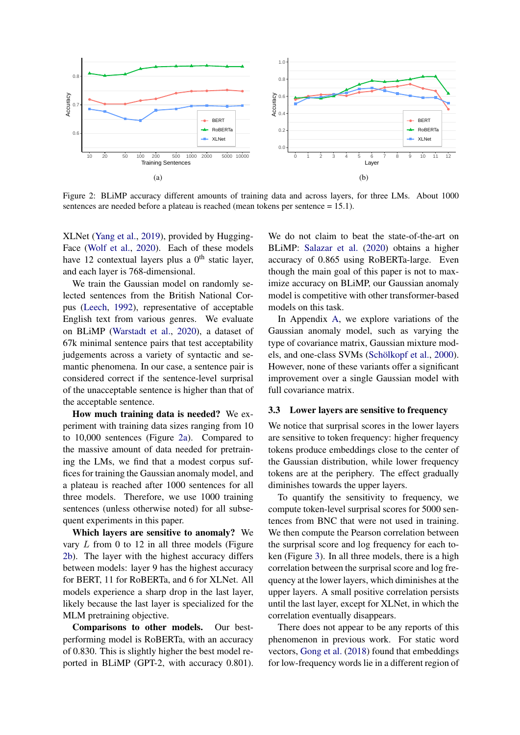Figure 2: BLiMP accuracy different amounts of training data and across layers, for three LMs. About 1000 sentences are needed before a plateau is reached (mean tokens per sentence = 15.1).

XLNet (Yang et al., 2019), provided by HuggingFace (Wolf et al., 2020). Each of these models have 12 contextual layers plus a 0[th] static layer, and each layer is 768-dimensional.

We train the Gaussian model on randomly selected sentences from the British National Corpus (Leech, 1992), representative of acceptable English text from various genres. We evaluate on BLiMP (Warstadt et al., 2020), a dataset of 67k minimal sentence pairs that test acceptability judgements across a variety of syntactic and semantic phenomena. In our case, a sentence pair is considered correct if the sentence-level surprisal of the unacceptable sentence is higher than that of the acceptable sentence.

**How much training data is needed?** We experiment with training data sizes ranging from 10 to 10,000 sentences (Figure 2a). Compared to the massive amount of data needed for pretraining the LMs, we find that a modest corpus suffices for training the Gaussian anomaly model, and a plateau is reached after 1000 sentences for all three models. Therefore, we use 1000 training sentences (unless otherwise noted) for all subsequent experiments in this paper.

**Which layers are sensitive to anomaly?** We vary $L$ from 0 to 12 in all three models (Figure 2b). The layer with the highest accuracy differs between models: layer 9 has the highest accuracy for BERT, 11 for RoBERTa, and 6 for XLNet. All models experience a sharp drop in the last layer, likely because the last layer is specialized for the MLM pretraining objective.

**Comparisons to other models.** Our best-performing model is RoBERTa, with an accuracy of 0.830. This is slightly higher the best model reported in BLiMP (GPT-2, with accuracy 0.801). We do not claim to beat the state-of-the-art on BLiMP: Salazar et al. (2020) obtains a higher accuracy of 0.865 using RoBERTa-large. Even though the main goal of this paper is not to maximize accuracy on BLiMP, our Gaussian anomaly model is competitive with other transformer-based models on this task.

In Appendix A, we explore variations of the Gaussian anomaly model, such as varying the type of covariance matrix, Gaussian mixture models, and one-class SVMs (Schölkopf et al., 2000). However, none of these variants offer a significant improvement over a single Gaussian model with full covariance matrix.

### 3.3 Lower layers are sensitive to frequency

We notice that surprisal scores in the lower layers are sensitive to token frequency: higher frequency tokens produce embeddings close to the center of the Gaussian distribution, while lower frequency tokens are at the periphery. The effect gradually diminishes towards the upper layers.

To quantify the sensitivity to frequency, we compute token-level surprisal scores for 5000 sentences from BNC that were not used in training. We then compute the Pearson correlation between the surprisal score and log frequency for each token (Figure 3). In all three models, there is a high correlation between the surprisal score and log frequency at the lower layers, which diminishes at the upper layers. A small positive correlation persists until the last layer, except for XLNet, in which the correlation eventually disappears.

There does not appear to be any reports of this phenomenon in previous work. For static word vectors, Gong et al. (2018) found that embeddings for low-frequency words lie in a different region of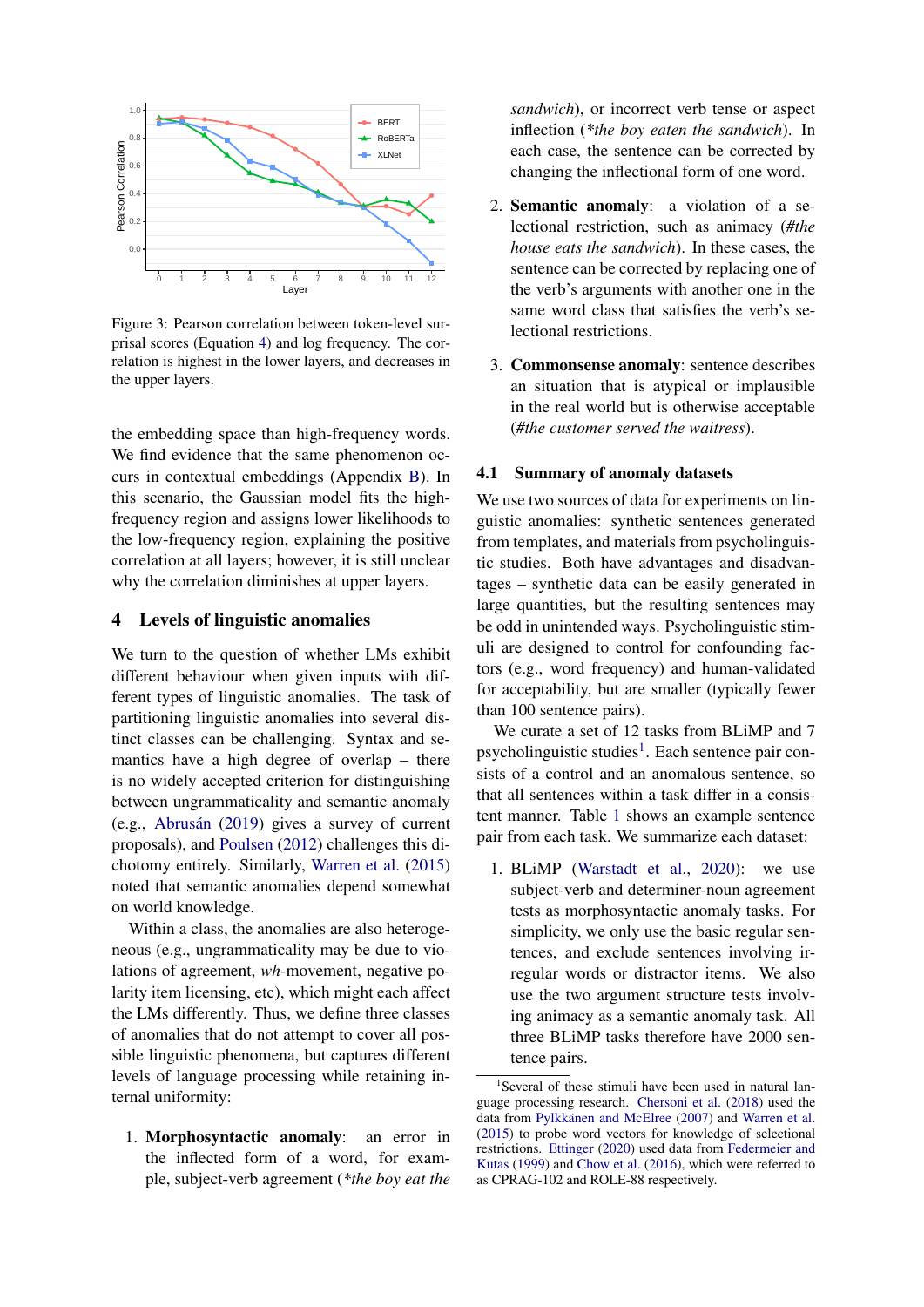Figure 3: Pearson correlation between token-level surprisal scores (Equation 4) and log frequency. The correlation is highest in the lower layers, and decreases in the upper layers.

the embedding space than high-frequency words. We find evidence that the same phenomenon occurs in contextual embeddings (Appendix B). In this scenario, the Gaussian model fits the high-frequency region and assigns lower likelihoods to the low-frequency region, explaining the positive correlation at all layers; however, it is still unclear why the correlation diminishes at upper layers.

## 4 Levels of linguistic anomalies

We turn to the question of whether LMs exhibit different behaviour when given inputs with different types of linguistic anomalies. The task of partitioning linguistic anomalies into several distinct classes can be challenging. Syntax and semantics have a high degree of overlap – there is no widely accepted criterion for distinguishing between ungrammaticality and semantic anomaly (e.g., Abrusán (2019) gives a survey of current proposals), and Poulsen (2012) challenges this dichotomy entirely. Similarly, Warren et al. (2015) noted that semantic anomalies depend somewhat on world knowledge.

Within a class, the anomalies are also heterogeneous (e.g., ungrammaticality may be due to violations of agreement, *wh*-movement, negative polarity item licensing, etc), which might each affect the LMs differently. Thus, we define three classes of anomalies that do not attempt to cover all possible linguistic phenomena, but captures different levels of language processing while retaining internal uniformity:

1. **Morphosyntactic anomaly**: an error in the inflected form of a word, for example, subject-verb agreement (*\*the boy eat the sandwich*), or incorrect verb tense or aspect inflection (*\*the boy eaten the sandwich*). In each case, the sentence can be corrected by changing the inflectional form of one word.

2. **Semantic anomaly**: a violation of a selectional restriction, such as animacy (*#the house eats the sandwich*). In these cases, the sentence can be corrected by replacing one of the verb's arguments with another one in the same word class that satisfies the verb's selectional restrictions.

3. **Commonsense anomaly**: sentence describes an situation that is atypical or implausible in the real world but is otherwise acceptable (*#the customer served the waitress*).

### 4.1 Summary of anomaly datasets

We use two sources of data for experiments on linguistic anomalies: synthetic sentences generated from templates, and materials from psycholinguistic studies. Both have advantages and disadvantages – synthetic data can be easily generated in large quantities, but the resulting sentences may be odd in unintended ways. Psycholinguistic stimuli are designed to control for confounding factors (e.g., word frequency) and human-validated for acceptability, but are smaller (typically fewer than 100 sentence pairs).

We curate a set of 12 tasks from BLiMP and 7 psycholinguistic studies[1]. Each sentence pair consists of a control and an anomalous sentence, so that all sentences within a task differ in a consistent manner. Table 1 shows an example sentence pair from each task. We summarize each dataset:

1. BLiMP (Warstadt et al., 2020): we use subject-verb and determiner-noun agreement tests as morphosyntactic anomaly tasks. For simplicity, we only use the basic regular sentences, and exclude sentences involving irregular words or distractor items. We also use the two argument structure tests involving animacy as a semantic anomaly task. All three BLiMP tasks therefore have 2000 sentence pairs.

[1] Several of these stimuli have been used in natural language processing research. Chersoni et al. (2018) used the data from Pylkkänen and McElree (2007) and Warren et al. (2015) to probe word vectors for knowledge of selectional restrictions. Ettinger (2020) used data from Federmeier and Kutas (1999) and Chow et al. (2016), which were referred to as CPRAG-102 and ROLE-88 respectively.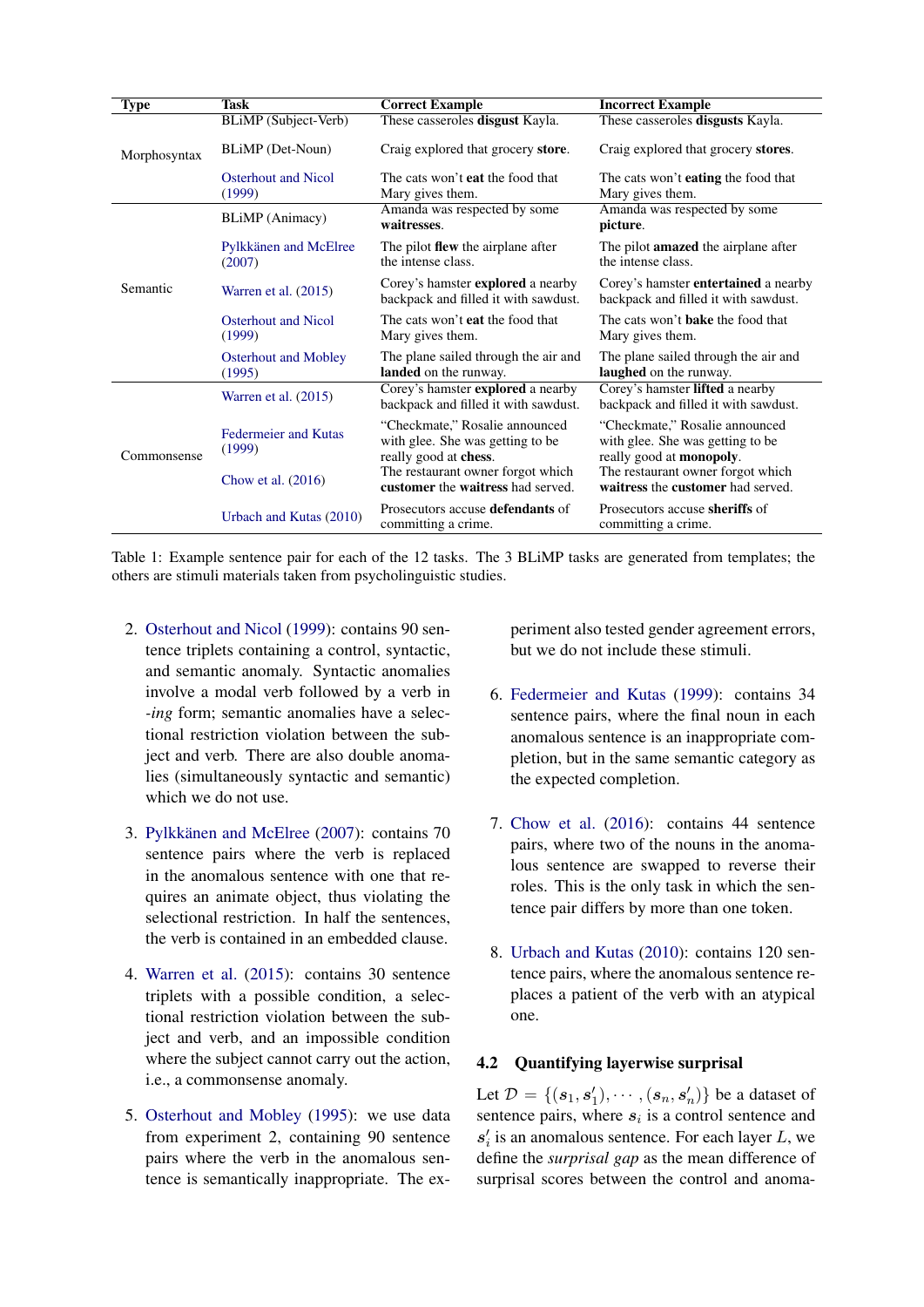| Type | Task | Correct Example | Incorrect Example |
|---|---|---|---|
| Morphosyntax | BLiMP (Subject-Verb) | These casseroles **disgust** Kayla. | These casseroles **disgusts** Kayla. |
| | BLiMP (Det-Noun) | Craig explored that grocery **store**. | Craig explored that grocery **stores**. |
| | Osterhout and Nicol (1999) | The cats won't **eat** the food that Mary gives them. | The cats won't **eating** the food that Mary gives them. |
| Semantic | BLiMP (Animacy) | Amanda was respected by some **waitresses**. | Amanda was respected by some **picture**. |
| | Pylkkänen and McElree (2007) | The pilot **flew** the airplane after the intense class. | The pilot **amazed** the airplane after the intense class. |
| | Warren et al. (2015) | Corey's hamster **explored** a nearby backpack and filled it with sawdust. | Corey's hamster **entertained** a nearby backpack and filled it with sawdust. |
| | Osterhout and Nicol (1999) | The cats won't **eat** the food that Mary gives them. | The cats won't **bake** the food that Mary gives them. |
| | Osterhout and Mobley (1995) | The plane sailed through the air and **landed** on the runway. | The plane sailed through the air and **laughed** on the runway. |
| Commonsense | Warren et al. (2015) | Corey's hamster **explored** a nearby backpack and filled it with sawdust. | Corey's hamster **lifted** a nearby backpack and filled it with sawdust. |
| | Federmeier and Kutas (1999) | "Checkmate," Rosalie announced with glee. She was getting to be really good at **chess**. | "Checkmate," Rosalie announced with glee. She was getting to be really good at **monopoly**. |
| | Chow et al. (2016) | The restaurant owner forgot which **customer** the **waitress** had served. | The restaurant owner forgot which **waitress** the **customer** had served. |
| | Urbach and Kutas (2010) | Prosecutors accuse **defendants** of committing a crime. | Prosecutors accuse **sheriffs** of committing a crime. |

Table 1: Example sentence pair for each of the 12 tasks. The 3 BLiMP tasks are generated from templates; the others are stimuli materials taken from psycholinguistic studies.

2. Osterhout and Nicol (1999): contains 90 sentence triplets containing a control, syntactic, and semantic anomaly. Syntactic anomalies involve a modal verb followed by a verb in *-ing* form; semantic anomalies have a selectional restriction violation between the subject and verb. There are also double anomalies (simultaneously syntactic and semantic) which we do not use.

3. Pylkkänen and McElree (2007): contains 70 sentence pairs where the verb is replaced in the anomalous sentence with one that requires an animate object, thus violating the selectional restriction. In half the sentences, the verb is contained in an embedded clause.

4. Warren et al. (2015): contains 30 sentence triplets with a possible condition, a selectional restriction violation between the subject and verb, and an impossible condition where the subject cannot carry out the action, i.e., a commonsense anomaly.

5. Osterhout and Mobley (1995): we use data from experiment 2, containing 90 sentence pairs where the verb in the anomalous sentence is semantically inappropriate. The experiment also tested gender agreement errors, but we do not include these stimuli.

6. Federmeier and Kutas (1999): contains 34 sentence pairs, where the final noun in each anomalous sentence is an inappropriate completion, but in the same semantic category as the expected completion.

7. Chow et al. (2016): contains 44 sentence pairs, where two of the nouns in the anomalous sentence are swapped to reverse their roles. This is the only task in which the sentence pair differs by more than one token.

8. Urbach and Kutas (2010): contains 120 sentence pairs, where the anomalous sentence replaces a patient of the verb with an atypical one.

### 4.2 Quantifying layerwise surprisal

Let $\mathcal{D} = \{(\boldsymbol{s}_1, \boldsymbol{s}'_1), \cdots, (\boldsymbol{s}_n, \boldsymbol{s}'_n)\}$ be a dataset of sentence pairs, where $\boldsymbol{s}_i$ is a control sentence and $\boldsymbol{s}'_i$ is an anomalous sentence. For each layer $L$, we define the *surprisal gap* as the mean difference of surprisal scores between the control and anoma-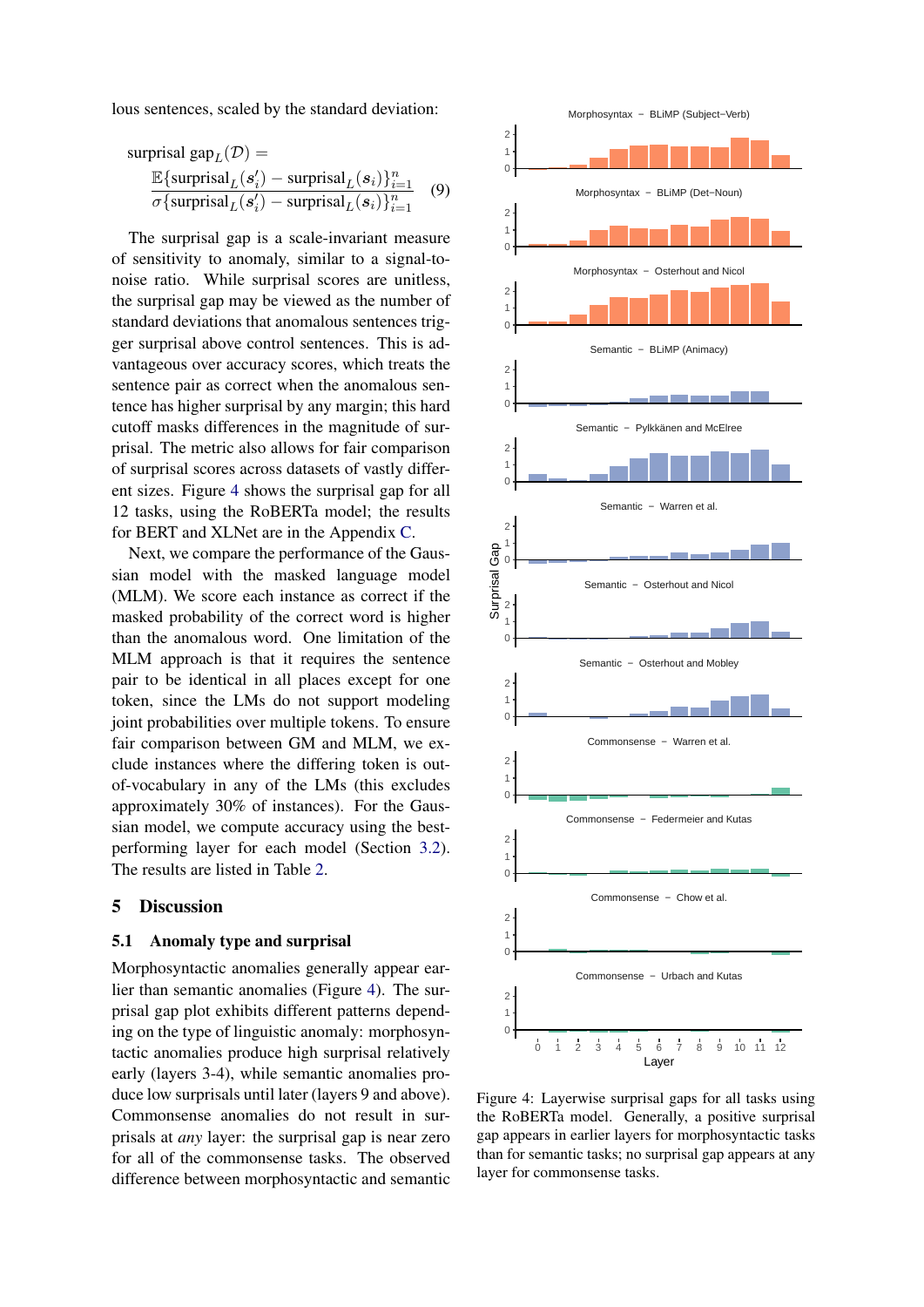lous sentences, scaled by the standard deviation:

$$\text{surprisal gap}_L(\mathcal{D}) = \frac{\mathbb{E}\{\text{surprisal}_L(\boldsymbol{s}'_i) - \text{surprisal}_L(\boldsymbol{s}_i)\}_{i=1}^n}{\sigma\{\text{surprisal}_L(\boldsymbol{s}'_i) - \text{surprisal}_L(\boldsymbol{s}_i)\}_{i=1}^n} \quad (9)$$

The surprisal gap is a scale-invariant measure of sensitivity to anomaly, similar to a signal-to-noise ratio. While surprisal scores are unitless, the surprisal gap may be viewed as the number of standard deviations that anomalous sentences trigger surprisal above control sentences. This is advantageous over accuracy scores, which treats the sentence pair as correct when the anomalous sentence has higher surprisal by any margin; this hard cutoff masks differences in the magnitude of surprisal. The metric also allows for fair comparison of surprisal scores across datasets of vastly different sizes. Figure 4 shows the surprisal gap for all 12 tasks, using the RoBERTa model; the results for BERT and XLNet are in the Appendix C.

Next, we compare the performance of the Gaussian model with the masked language model (MLM). We score each instance as correct if the masked probability of the correct word is higher than the anomalous word. One limitation of the MLM approach is that it requires the sentence pair to be identical in all places except for one token, since the LMs do not support modeling joint probabilities over multiple tokens. To ensure fair comparison between GM and MLM, we exclude instances where the differing token is out-of-vocabulary in any of the LMs (this excludes approximately 30% of instances). For the Gaussian model, we compute accuracy using the best-performing layer for each model (Section 3.2). The results are listed in Table 2.

## 5 Discussion

### 5.1 Anomaly type and surprisal

Morphosyntactic anomalies generally appear earlier than semantic anomalies (Figure 4). The surprisal gap plot exhibits different patterns depending on the type of linguistic anomaly: morphosyntactic anomalies produce high surprisal relatively early (layers 3-4), while semantic anomalies produce low surprisals until later (layers 9 and above). Commonsense anomalies do not result in surprisals at *any* layer: the surprisal gap is near zero for all of the commonsense tasks. The observed difference between morphosyntactic and semantic

Figure 4: Layerwise surprisal gaps for all tasks using the RoBERTa model. Generally, a positive surprisal gap appears in earlier layers for morphosyntactic tasks than for semantic tasks; no surprisal gap appears at any layer for commonsense tasks.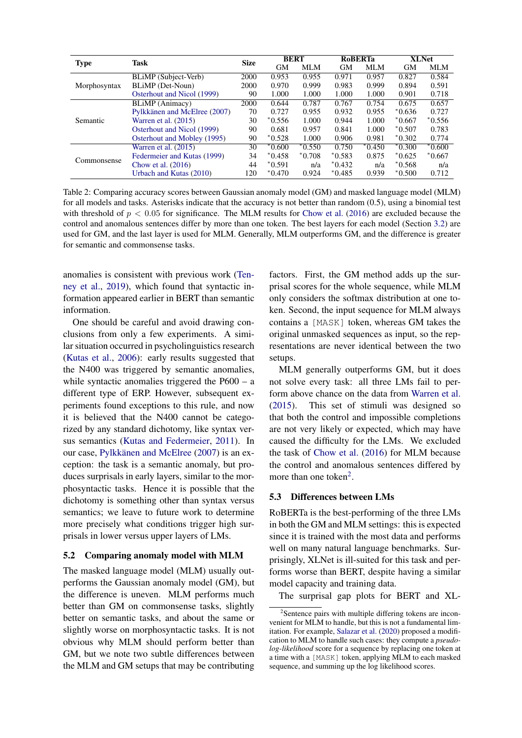| Type | Task | Size | BERT | | RoBERTa | | XLNet | |
|---|---|---|---|---|---|---|---|---|
| | | | GM | MLM | GM | MLM | GM | MLM |
| Morphosyntax | BLiMP (Subject-Verb) | 2000 | 0.953 | 0.955 | 0.971 | 0.957 | 0.827 | 0.584 |
| | BLiMP (Det-Noun) | 2000 | 0.970 | 0.999 | 0.983 | 0.999 | 0.894 | 0.591 |
| | Osterhout and Nicol (1999) | 90 | 1.000 | 1.000 | 1.000 | 1.000 | 0.901 | 0.718 |
| Semantic | BLiMP (Animacy) | 2000 | 0.644 | 0.787 | 0.767 | 0.754 | 0.675 | 0.657 |
| | Pylkkänen and McElree (2007) | 70 | 0.727 | 0.955 | 0.932 | 0.955 | *0.636 | 0.727 |
| | Warren et al. (2015) | 30 | *0.556 | 1.000 | 0.944 | 1.000 | *0.667 | *0.556 |
| | Osterhout and Nicol (1999) | 90 | 0.681 | 0.957 | 0.841 | 1.000 | *0.507 | 0.783 |
| | Osterhout and Mobley (1995) | 90 | *0.528 | 1.000 | 0.906 | 0.981 | *0.302 | 0.774 |
| Commonsense | Warren et al. (2015) | 30 | *0.600 | *0.550 | 0.750 | *0.450 | *0.300 | *0.600 |
| | Federmeier and Kutas (1999) | 34 | *0.458 | *0.708 | *0.583 | 0.875 | *0.625 | *0.667 |
| | Chow et al. (2016) | 44 | *0.591 | n/a | *0.432 | n/a | *0.568 | n/a |
| | Urbach and Kutas (2010) | 120 | *0.470 | 0.924 | *0.485 | 0.939 | *0.500 | 0.712 |

Table 2: Comparing accuracy scores between Gaussian anomaly model (GM) and masked language model (MLM) for all models and tasks. Asterisks indicate that the accuracy is not better than random (0.5), using a binomial test with threshold of $p < 0.05$ for significance. The MLM results for Chow et al. (2016) are excluded because the control and anomalous sentences differ by more than one token. The best layers for each model (Section 3.2) are used for GM, and the last layer is used for MLM. Generally, MLM outperforms GM, and the difference is greater for semantic and commonsense tasks.

anomalies is consistent with previous work (Tenney et al., 2019), which found that syntactic information appeared earlier in BERT than semantic information.

One should be careful and avoid drawing conclusions from only a few experiments. A similar situation occurred in psycholinguistics research (Kutas et al., 2006): early results suggested that the N400 was triggered by semantic anomalies, while syntactic anomalies triggered the P600 – a different type of ERP. However, subsequent experiments found exceptions to this rule, and now it is believed that the N400 cannot be categorized by any standard dichotomy, like syntax versus semantics (Kutas and Federmeier, 2011). In our case, Pylkkänen and McElree (2007) is an exception: the task is a semantic anomaly, but produces surprisals in early layers, similar to the morphosyntactic tasks. Hence it is possible that the dichotomy is something other than syntax versus semantics; we leave to future work to determine more precisely what conditions trigger high surprisals in lower versus upper layers of LMs.

## 5.2 Comparing anomaly model with MLM

The masked language model (MLM) usually outperforms the Gaussian anomaly model (GM), but the difference is uneven. MLM performs much better than GM on commonsense tasks, slightly better on semantic tasks, and about the same or slightly worse on morphosyntactic tasks. It is not obvious why MLM should perform better than GM, but we note two subtle differences between the MLM and GM setups that may be contributing factors. First, the GM method adds up the surprisal scores for the whole sequence, while MLM only considers the softmax distribution at one token. Second, the input sequence for MLM always contains a `[MASK]` token, whereas GM takes the original unmasked sequences as input, so the representations are never identical between the two setups.

MLM generally outperforms GM, but it does not solve every task: all three LMs fail to perform above chance on the data from Warren et al. (2015). This set of stimuli was designed so that both the control and impossible completions are not very likely or expected, which may have caused the difficulty for the LMs. We excluded the task of Chow et al. (2016) for MLM because the control and anomalous sentences differed by more than one token[2].

## 5.3 Differences between LMs

RoBERTa is the best-performing of the three LMs in both the GM and MLM settings: this is expected since it is trained with the most data and performs well on many natural language benchmarks. Surprisingly, XLNet is ill-suited for this task and performs worse than BERT, despite having a similar model capacity and training data.

The surprisal gap plots for BERT and XL-

[2]Sentence pairs with multiple differing tokens are inconvenient for MLM to handle, but this is not a fundamental limitation. For example, Salazar et al. (2020) proposed a modification to MLM to handle such cases: they compute a *pseudo-log-likelihood* score for a sequence by replacing one token at a time with a `[MASK]` token, applying MLM to each masked sequence, and summing up the log likelihood scores.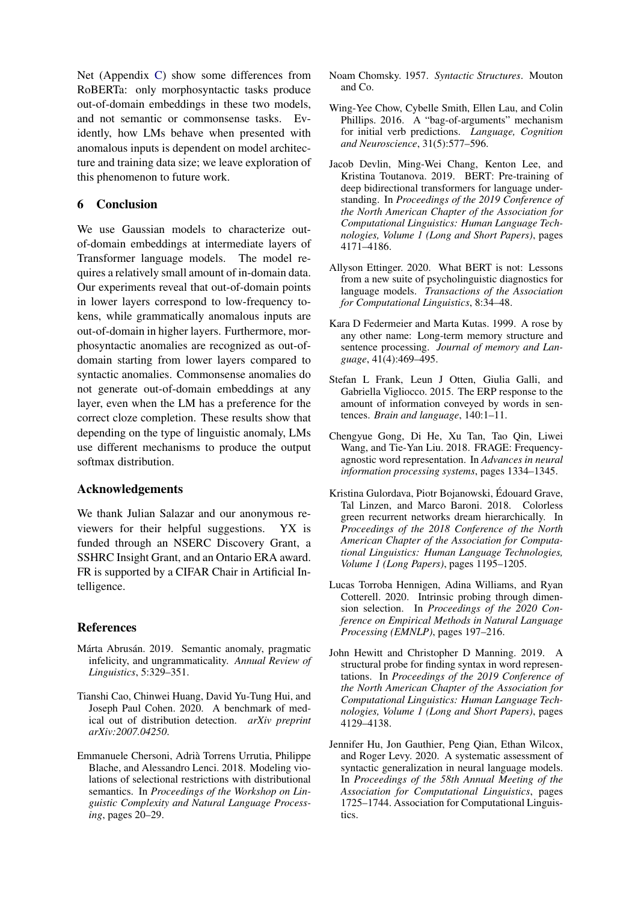Net (Appendix C) show some differences from RoBERTa: only morphosyntactic tasks produce out-of-domain embeddings in these two models, and not semantic or commonsense tasks. Evidently, how LMs behave when presented with anomalous inputs is dependent on model architecture and training data size; we leave exploration of this phenomenon to future work.

## 6 Conclusion

We use Gaussian models to characterize out-of-domain embeddings at intermediate layers of Transformer language models. The model requires a relatively small amount of in-domain data. Our experiments reveal that out-of-domain points in lower layers correspond to low-frequency tokens, while grammatically anomalous inputs are out-of-domain in higher layers. Furthermore, morphosyntactic anomalies are recognized as out-of-domain starting from lower layers compared to syntactic anomalies. Commonsense anomalies do not generate out-of-domain embeddings at any layer, even when the LM has a preference for the correct cloze completion. These results show that depending on the type of linguistic anomaly, LMs use different mechanisms to produce the output softmax distribution.

## Acknowledgements

We thank Julian Salazar and our anonymous reviewers for their helpful suggestions. YX is funded through an NSERC Discovery Grant, a SSHRC Insight Grant, and an Ontario ERA award. FR is supported by a CIFAR Chair in Artificial Intelligence.

## References

Márta Abrusán. 2019. Semantic anomaly, pragmatic infelicity, and ungrammaticality. *Annual Review of Linguistics*, 5:329–351.

Tianshi Cao, Chinwei Huang, David Yu-Tung Hui, and Joseph Paul Cohen. 2020. A benchmark of medical out of distribution detection. *arXiv preprint arXiv:2007.04250*.

Emmanuele Chersoni, Adrià Torrens Urrutia, Philippe Blache, and Alessandro Lenci. 2018. Modeling violations of selectional restrictions with distributional semantics. In *Proceedings of the Workshop on Linguistic Complexity and Natural Language Processing*, pages 20–29.

Noam Chomsky. 1957. *Syntactic Structures*. Mouton and Co.

Wing-Yee Chow, Cybelle Smith, Ellen Lau, and Colin Phillips. 2016. A "bag-of-arguments" mechanism for initial verb predictions. *Language, Cognition and Neuroscience*, 31(5):577–596.

Jacob Devlin, Ming-Wei Chang, Kenton Lee, and Kristina Toutanova. 2019. BERT: Pre-training of deep bidirectional transformers for language understanding. In *Proceedings of the 2019 Conference of the North American Chapter of the Association for Computational Linguistics: Human Language Technologies, Volume 1 (Long and Short Papers)*, pages 4171–4186.

Allyson Ettinger. 2020. What BERT is not: Lessons from a new suite of psycholinguistic diagnostics for language models. *Transactions of the Association for Computational Linguistics*, 8:34–48.

Kara D Federmeier and Marta Kutas. 1999. A rose by any other name: Long-term memory structure and sentence processing. *Journal of memory and Language*, 41(4):469–495.

Stefan L Frank, Leun J Otten, Giulia Galli, and Gabriella Vigliocco. 2015. The ERP response to the amount of information conveyed by words in sentences. *Brain and language*, 140:1–11.

Chengyue Gong, Di He, Xu Tan, Tao Qin, Liwei Wang, and Tie-Yan Liu. 2018. FRAGE: Frequency-agnostic word representation. In *Advances in neural information processing systems*, pages 1334–1345.

Kristina Gulordava, Piotr Bojanowski, Édouard Grave, Tal Linzen, and Marco Baroni. 2018. Colorless green recurrent networks dream hierarchically. In *Proceedings of the 2018 Conference of the North American Chapter of the Association for Computational Linguistics: Human Language Technologies, Volume 1 (Long Papers)*, pages 1195–1205.

Lucas Torroba Hennigen, Adina Williams, and Ryan Cotterell. 2020. Intrinsic probing through dimension selection. In *Proceedings of the 2020 Conference on Empirical Methods in Natural Language Processing (EMNLP)*, pages 197–216.

John Hewitt and Christopher D Manning. 2019. A structural probe for finding syntax in word representations. In *Proceedings of the 2019 Conference of the North American Chapter of the Association for Computational Linguistics: Human Language Technologies, Volume 1 (Long and Short Papers)*, pages 4129–4138.

Jennifer Hu, Jon Gauthier, Peng Qian, Ethan Wilcox, and Roger Levy. 2020. A systematic assessment of syntactic generalization in neural language models. In *Proceedings of the 58th Annual Meeting of the Association for Computational Linguistics*, pages 1725–1744. Association for Computational Linguistics.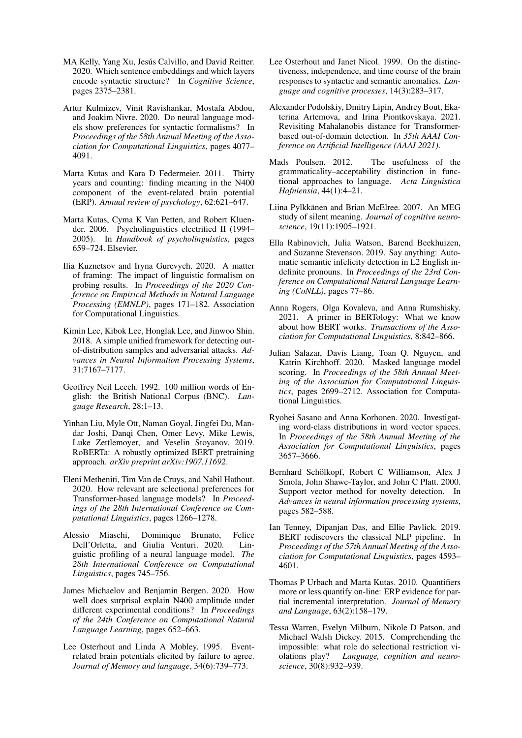MA Kelly, Yang Xu, Jesús Calvillo, and David Reitter. 2020. Which sentence embeddings and which layers encode syntactic structure? In *Cognitive Science*, pages 2375–2381.

Artur Kulmizev, Vinit Ravishankar, Mostafa Abdou, and Joakim Nivre. 2020. Do neural language models show preferences for syntactic formalisms? In *Proceedings of the 58th Annual Meeting of the Association for Computational Linguistics*, pages 4077–4091.

Marta Kutas and Kara D Federmeier. 2011. Thirty years and counting: finding meaning in the N400 component of the event-related brain potential (ERP). *Annual review of psychology*, 62:621–647.

Marta Kutas, Cyma K Van Petten, and Robert Kluender. 2006. Psycholinguistics electrified II (1994–2005). In *Handbook of psycholinguistics*, pages 659–724. Elsevier.

Ilia Kuznetsov and Iryna Gurevych. 2020. A matter of framing: The impact of linguistic formalism on probing results. In *Proceedings of the 2020 Conference on Empirical Methods in Natural Language Processing (EMNLP)*, pages 171–182. Association for Computational Linguistics.

Kimin Lee, Kibok Lee, Honglak Lee, and Jinwoo Shin. 2018. A simple unified framework for detecting out-of-distribution samples and adversarial attacks. *Advances in Neural Information Processing Systems*, 31:7167–7177.

Geoffrey Neil Leech. 1992. 100 million words of English: the British National Corpus (BNC). *Language Research*, 28:1–13.

Yinhan Liu, Myle Ott, Naman Goyal, Jingfei Du, Mandar Joshi, Danqi Chen, Omer Levy, Mike Lewis, Luke Zettlemoyer, and Veselin Stoyanov. 2019. RoBERTa: A robustly optimized BERT pretraining approach. *arXiv preprint arXiv:1907.11692*.

Eleni Metheniti, Tim Van de Cruys, and Nabil Hathout. 2020. How relevant are selectional preferences for Transformer-based language models? In *Proceedings of the 28th International Conference on Computational Linguistics*, pages 1266–1278.

Alessio Miaschi, Dominique Brunato, Felice Dell'Orletta, and Giulia Venturi. 2020. Linguistic profiling of a neural language model. *The 28th International Conference on Computational Linguistics*, pages 745–756.

James Michaelov and Benjamin Bergen. 2020. How well does surprisal explain N400 amplitude under different experimental conditions? In *Proceedings of the 24th Conference on Computational Natural Language Learning*, pages 652–663.

Lee Osterhout and Linda A Mobley. 1995. Event-related brain potentials elicited by failure to agree. *Journal of Memory and language*, 34(6):739–773.

Lee Osterhout and Janet Nicol. 1999. On the distinctiveness, independence, and time course of the brain responses to syntactic and semantic anomalies. *Language and cognitive processes*, 14(3):283–317.

Alexander Podolskiy, Dmitry Lipin, Andrey Bout, Ekaterina Artemova, and Irina Piontkovskaya. 2021. Revisiting Mahalanobis distance for Transformer-based out-of-domain detection. In *35th AAAI Conference on Artificial Intelligence (AAAI 2021)*.

Mads Poulsen. 2012. The usefulness of the grammaticality–acceptability distinction in functional approaches to language. *Acta Linguistica Hafniensia*, 44(1):4–21.

Liina Pylkkänen and Brian McElree. 2007. An MEG study of silent meaning. *Journal of cognitive neuroscience*, 19(11):1905–1921.

Ella Rabinovich, Julia Watson, Barend Beekhuizen, and Suzanne Stevenson. 2019. Say anything: Automatic semantic infelicity detection in L2 English indefinite pronouns. In *Proceedings of the 23rd Conference on Computational Natural Language Learning (CoNLL)*, pages 77–86.

Anna Rogers, Olga Kovaleva, and Anna Rumshisky. 2021. A primer in BERTology: What we know about how BERT works. *Transactions of the Association for Computational Linguistics*, 8:842–866.

Julian Salazar, Davis Liang, Toan Q. Nguyen, and Katrin Kirchhoff. 2020. Masked language model scoring. In *Proceedings of the 58th Annual Meeting of the Association for Computational Linguistics*, pages 2699–2712. Association for Computational Linguistics.

Ryohei Sasano and Anna Korhonen. 2020. Investigating word-class distributions in word vector spaces. In *Proceedings of the 58th Annual Meeting of the Association for Computational Linguistics*, pages 3657–3666.

Bernhard Schölkopf, Robert C Williamson, Alex J Smola, John Shawe-Taylor, and John C Platt. 2000. Support vector method for novelty detection. In *Advances in neural information processing systems*, pages 582–588.

Ian Tenney, Dipanjan Das, and Ellie Pavlick. 2019. BERT rediscovers the classical NLP pipeline. In *Proceedings of the 57th Annual Meeting of the Association for Computational Linguistics*, pages 4593–4601.

Thomas P Urbach and Marta Kutas. 2010. Quantifiers more or less quantify on-line: ERP evidence for partial incremental interpretation. *Journal of Memory and Language*, 63(2):158–179.

Tessa Warren, Evelyn Milburn, Nikole D Patson, and Michael Walsh Dickey. 2015. Comprehending the impossible: what role do selectional restriction violations play? *Language, cognition and neuroscience*, 30(8):932–939.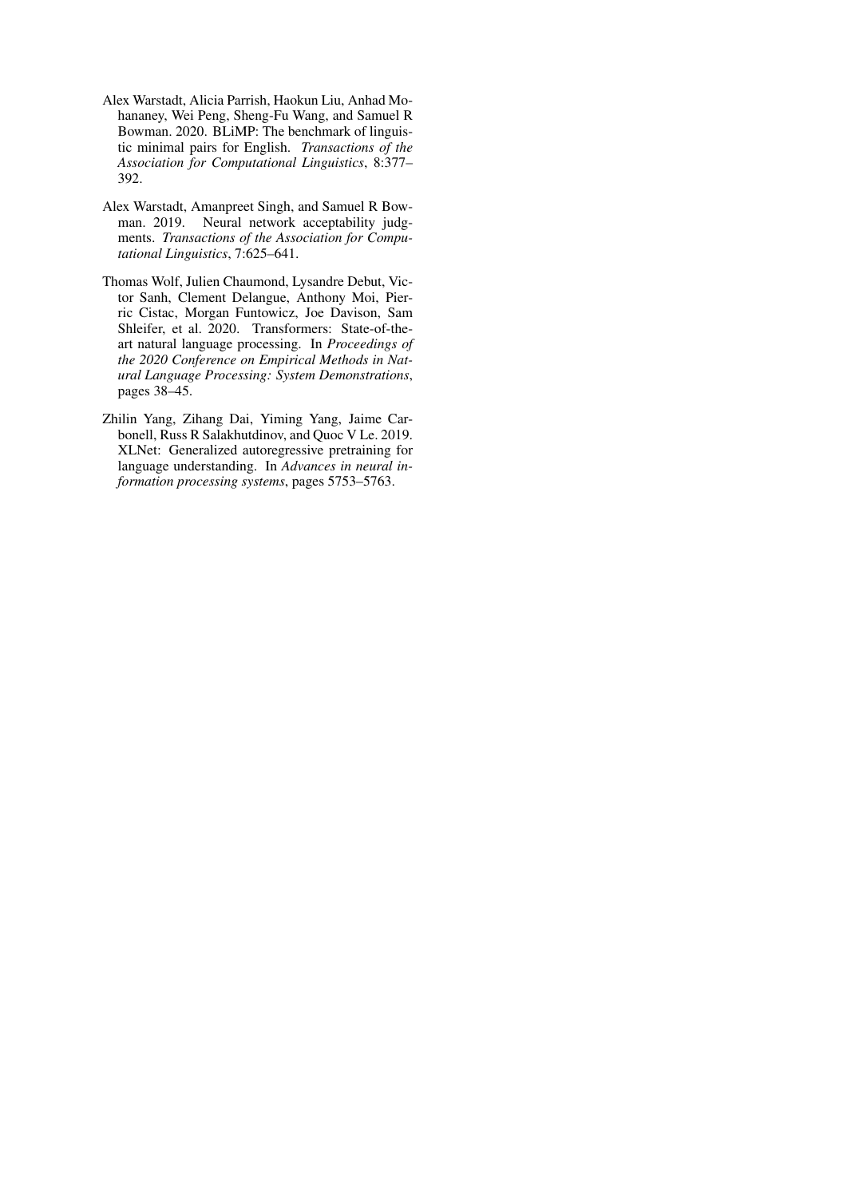Alex Warstadt, Alicia Parrish, Haokun Liu, Anhad Mohananey, Wei Peng, Sheng-Fu Wang, and Samuel R Bowman. 2020. BLiMP: The benchmark of linguistic minimal pairs for English. *Transactions of the Association for Computational Linguistics*, 8:377–392.

Alex Warstadt, Amanpreet Singh, and Samuel R Bowman. 2019. Neural network acceptability judgments. *Transactions of the Association for Computational Linguistics*, 7:625–641.

Thomas Wolf, Julien Chaumond, Lysandre Debut, Victor Sanh, Clement Delangue, Anthony Moi, Pierric Cistac, Morgan Funtowicz, Joe Davison, Sam Shleifer, et al. 2020. Transformers: State-of-the-art natural language processing. In *Proceedings of the 2020 Conference on Empirical Methods in Natural Language Processing: System Demonstrations*, pages 38–45.

Zhilin Yang, Zihang Dai, Yiming Yang, Jaime Carbonell, Russ R Salakhutdinov, and Quoc V Le. 2019. XLNet: Generalized autoregressive pretraining for language understanding. In *Advances in neural information processing systems*, pages 5753–5763.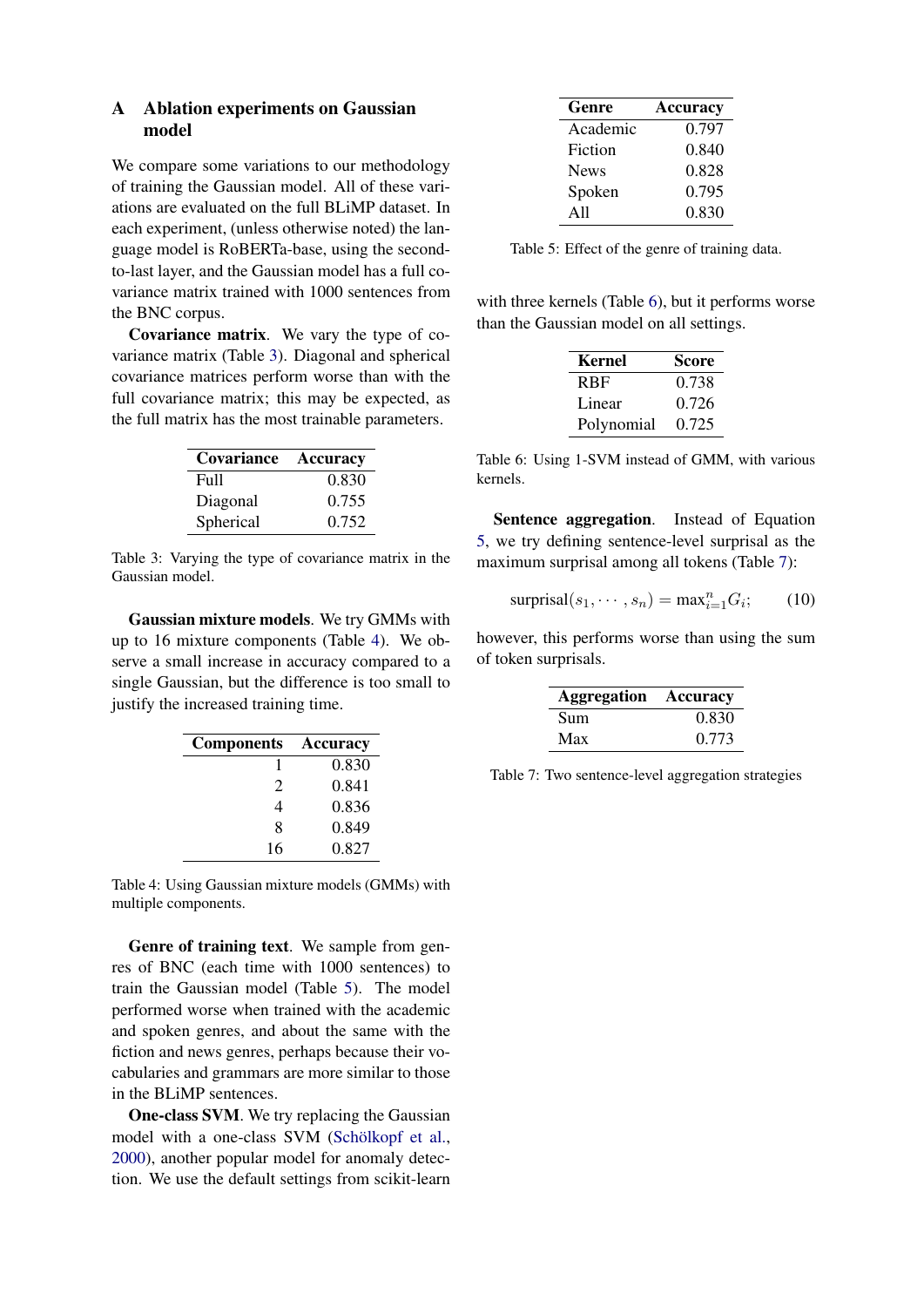## A Ablation experiments on Gaussian model

We compare some variations to our methodology of training the Gaussian model. All of these variations are evaluated on the full BLiMP dataset. In each experiment, (unless otherwise noted) the language model is RoBERTa-base, using the second-to-last layer, and the Gaussian model has a full covariance matrix trained with 1000 sentences from the BNC corpus.

**Covariance matrix**. We vary the type of covariance matrix (Table 3). Diagonal and spherical covariance matrices perform worse than with the full covariance matrix; this may be expected, as the full matrix has the most trainable parameters.

| Covariance | Accuracy |
|---|---|
| Full | 0.830 |
| Diagonal | 0.755 |
| Spherical | 0.752 |

Table 3: Varying the type of covariance matrix in the Gaussian model.

**Gaussian mixture models**. We try GMMs with up to 16 mixture components (Table 4). We observe a small increase in accuracy compared to a single Gaussian, but the difference is too small to justify the increased training time.

| Components | Accuracy |
|---|---|
| 1 | 0.830 |
| 2 | 0.841 |
| 4 | 0.836 |
| 8 | 0.849 |
| 16 | 0.827 |

Table 4: Using Gaussian mixture models (GMMs) with multiple components.

**Genre of training text**. We sample from genres of BNC (each time with 1000 sentences) to train the Gaussian model (Table 5). The model performed worse when trained with the academic and spoken genres, and about the same with the fiction and news genres, perhaps because their vocabularies and grammars are more similar to those in the BLiMP sentences.

| Genre | Accuracy |
|---|---|
| Academic | 0.797 |
| Fiction | 0.840 |
| News | 0.828 |
| Spoken | 0.795 |
| All | 0.830 |

Table 5: Effect of the genre of training data.

**One-class SVM**. We try replacing the Gaussian model with a one-class SVM (Schölkopf et al., 2000), another popular model for anomaly detection. We use the default settings from scikit-learn with three kernels (Table 6), but it performs worse than the Gaussian model on all settings.

| Kernel | Score |
|---|---|
| RBF | 0.738 |
| Linear | 0.726 |
| Polynomial | 0.725 |

Table 6: Using 1-SVM instead of GMM, with various kernels.

**Sentence aggregation**. Instead of Equation 5, we try defining sentence-level surprisal as the maximum surprisal among all tokens (Table 7):

$$\text{surprisal}(s_1, \cdots, s_n) = \max_{i=1}^{n} G_i; \qquad (10)$$

however, this performs worse than using the sum of token surprisals.

| Aggregation | Accuracy |
|---|---|
| Sum | 0.830 |
| Max | 0.773 |

Table 7: Two sentence-level aggregation strategies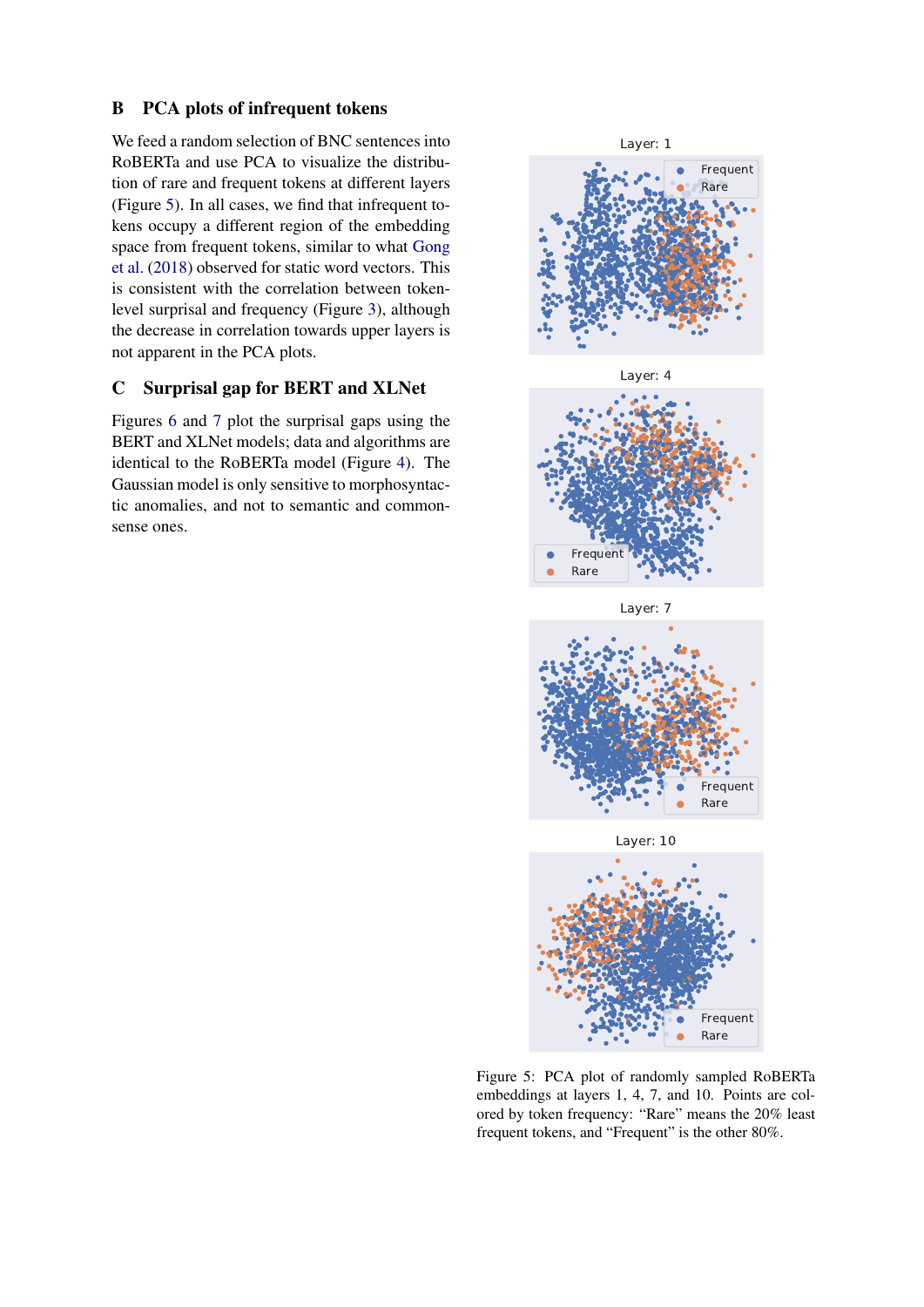## B PCA plots of infrequent tokens

We feed a random selection of BNC sentences into RoBERTa and use PCA to visualize the distribution of rare and frequent tokens at different layers (Figure 5). In all cases, we find that infrequent tokens occupy a different region of the embedding space from frequent tokens, similar to what Gong et al. (2018) observed for static word vectors. This is consistent with the correlation between token-level surprisal and frequency (Figure 3), although the decrease in correlation towards upper layers is not apparent in the PCA plots.

## C Surprisal gap for BERT and XLNet

Figures 6 and 7 plot the surprisal gaps using the BERT and XLNet models; data and algorithms are identical to the RoBERTa model (Figure 4). The Gaussian model is only sensitive to morphosyntactic anomalies, and not to semantic and commonsense ones.

Figure 5: PCA plot of randomly sampled RoBERTa embeddings at layers 1, 4, 7, and 10. Points are colored by token frequency: "Rare" means the 20% least frequent tokens, and "Frequent" is the other 80%.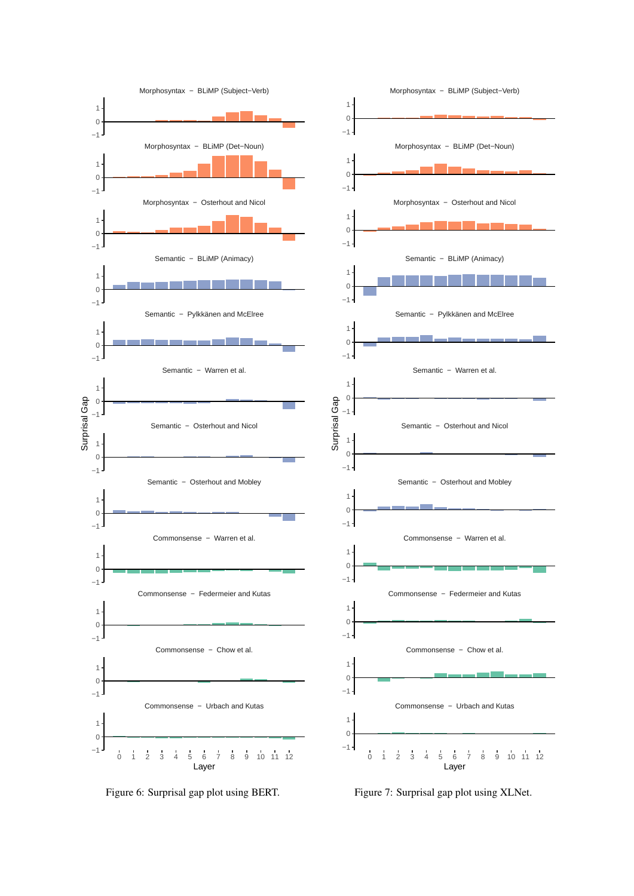Morphosyntax – BLiMP (Subject−Verb)

Morphosyntax – BLiMP (Det−Noun)

Morphosyntax – Osterhout and Nicol

Semantic – BLiMP (Animacy)

Semantic – Pylkkänen and McElree

Semantic – Warren et al.

Semantic – Osterhout and Nicol

Semantic – Osterhout and Mobley

Commonsense – Warren et al.

Commonsense – Federmeier and Kutas

Commonsense – Chow et al.

Commonsense – Urbach and Kutas

Surprisal Gap

1
0
−1

0 1 2 3 4 5 6 7 8 9 10 11 12

Layer

Figure 6: Surprisal gap plot using BERT.

Morphosyntax – BLiMP (Subject−Verb)

Morphosyntax – BLiMP (Det−Noun)

Morphosyntax – Osterhout and Nicol

Semantic – BLiMP (Animacy)

Semantic – Pylkkänen and McElree

Semantic – Warren et al.

Semantic – Osterhout and Nicol

Semantic – Osterhout and Mobley

Commonsense – Warren et al.

Commonsense – Federmeier and Kutas

Commonsense – Chow et al.

Commonsense – Urbach and Kutas

Surprisal Gap

1
0
−1

0 1 2 3 4 5 6 7 8 9 10 11 12

Layer

Figure 7: Surprisal gap plot using XLNet.